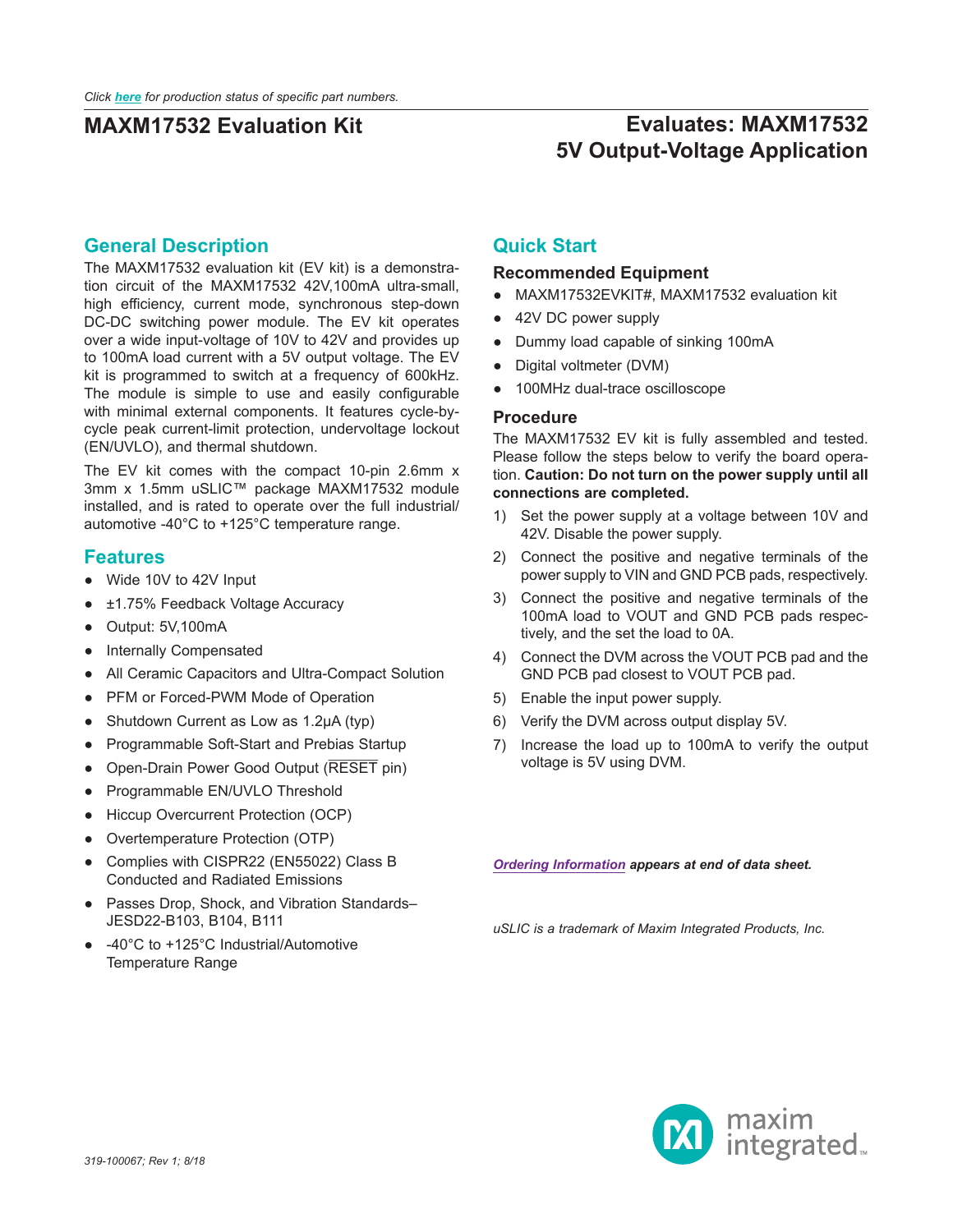*Click here for production status of specific part numbers.*

# MAXM17532 Evaluation Kit

## Evaluates: MAXM17532 5V Output-Voltage Application

## General Description

The MAXM17532 evaluation kit (EV kit) is a demonstration circuit of the MAXM17532 42V,100mA ultra-small, high efficiency, current mode, synchronous step-down DC-DC switching power module. The EV kit operates over a wide input-voltage of 10V to 42V and provides up to 100mA load current with a 5V output voltage. The EV kit is programmed to switch at a frequency of 600kHz. The module is simple to use and easily configurable with minimal external components. It features cycle-by-cycle peak current-limit protection, undervoltage lockout (EN/UVLO), and thermal shutdown.

The EV kit comes with the compact 10-pin 2.6mm x 3mm x 1.5mm uSLIC™ package MAXM17532 module installed, and is rated to operate over the full industrial/automotive -40°C to +125°C temperature range.

## Features

- Wide 10V to 42V Input
- ±1.75% Feedback Voltage Accuracy
- Output: 5V,100mA
- Internally Compensated
- All Ceramic Capacitors and Ultra-Compact Solution
- PFM or Forced-PWM Mode of Operation
- Shutdown Current as Low as 1.2µA (typ)
- Programmable Soft-Start and Prebias Startup
- Open-Drain Power Good Output ($\overline{RESET}$ pin)
- Programmable EN/UVLO Threshold
- Hiccup Overcurrent Protection (OCP)
- Overtemperature Protection (OTP)
- Complies with CISPR22 (EN55022) Class B Conducted and Radiated Emissions
- Passes Drop, Shock, and Vibration Standards–JESD22-B103, B104, B111
- -40°C to +125°C Industrial/Automotive Temperature Range

## Quick Start

### Recommended Equipment

- MAXM17532EVKIT#, MAXM17532 evaluation kit
- 42V DC power supply
- Dummy load capable of sinking 100mA
- Digital voltmeter (DVM)
- 100MHz dual-trace oscilloscope

### Procedure

The MAXM17532 EV kit is fully assembled and tested. Please follow the steps below to verify the board operation. **Caution: Do not turn on the power supply until all connections are completed.**

1) Set the power supply at a voltage between 10V and 42V. Disable the power supply.
2) Connect the positive and negative terminals of the power supply to VIN and GND PCB pads, respectively.
3) Connect the positive and negative terminals of the 100mA load to VOUT and GND PCB pads respectively, and the set the load to 0A.
4) Connect the DVM across the VOUT PCB pad and the GND PCB pad closest to VOUT PCB pad.
5) Enable the input power supply.
6) Verify the DVM across output display 5V.
7) Increase the load up to 100mA to verify the output voltage is 5V using DVM.

***Ordering Information** appears at end of data sheet.*

*uSLIC is a trademark of Maxim Integrated Products, Inc.*

*319-100067; Rev 1; 8/18*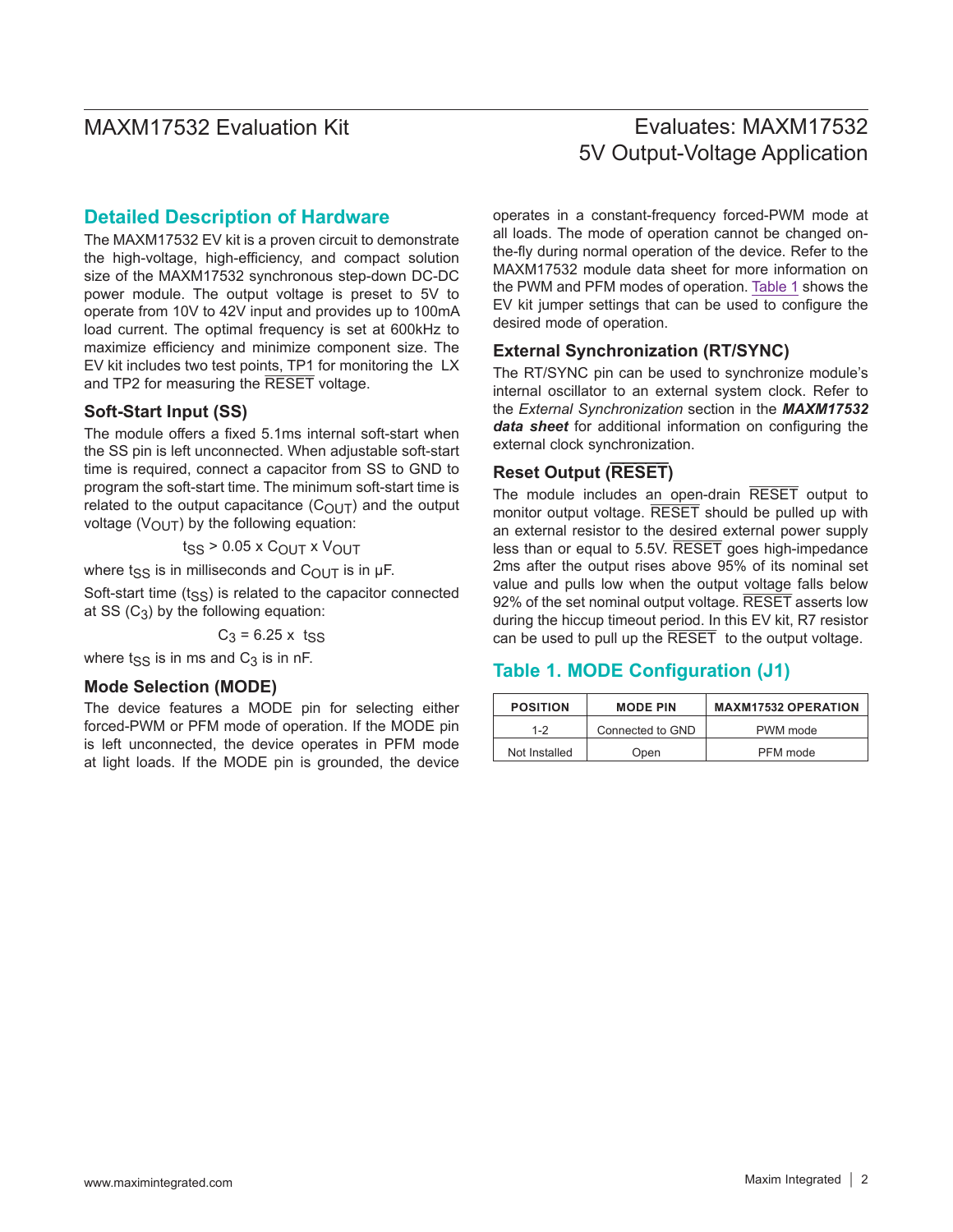## Detailed Description of Hardware

The MAXM17532 EV kit is a proven circuit to demonstrate the high-voltage, high-efficiency, and compact solution size of the MAXM17532 synchronous step-down DC-DC power module. The output voltage is preset to 5V to operate from 10V to 42V input and provides up to 100mA load current. The optimal frequency is set at 600kHz to maximize efficiency and minimize component size. The EV kit includes two test points, TP1 for monitoring the LX and TP2 for measuring the $\overline{\text{RESET}}$ voltage.

### Soft-Start Input (SS)

The module offers a fixed 5.1ms internal soft-start when the SS pin is left unconnected. When adjustable soft-start time is required, connect a capacitor from SS to GND to program the soft-start time. The minimum soft-start time is related to the output capacitance ($C_{OUT}$) and the output voltage ($V_{OUT}$) by the following equation:

$$t_{SS} > 0.05 \times C_{OUT} \times V_{OUT}$$

where $t_{SS}$ is in milliseconds and $C_{OUT}$ is in µF.

Soft-start time ($t_{SS}$) is related to the capacitor connected at SS ($C_3$) by the following equation:

$$C_3 = 6.25 \times t_{SS}$$

where $t_{SS}$ is in ms and $C_3$ is in nF.

### Mode Selection (MODE)

The device features a MODE pin for selecting either forced-PWM or PFM mode of operation. If the MODE pin is left unconnected, the device operates in PFM mode at light loads. If the MODE pin is grounded, the device operates in a constant-frequency forced-PWM mode at all loads. The mode of operation cannot be changed on-the-fly during normal operation of the device. Refer to the MAXM17532 module data sheet for more information on the PWM and PFM modes of operation. Table 1 shows the EV kit jumper settings that can be used to configure the desired mode of operation.

### External Synchronization (RT/SYNC)

The RT/SYNC pin can be used to synchronize module's internal oscillator to an external system clock. Refer to the *External Synchronization* section in the ***MAXM17532 data sheet*** for additional information on configuring the external clock synchronization.

### Reset Output ($\overline{\text{RESET}}$)

The module includes an open-drain $\overline{\text{RESET}}$ output to monitor output voltage. $\overline{\text{RESET}}$ should be pulled up with an external resistor to the desired external power supply less than or equal to 5.5V. $\overline{\text{RESET}}$ goes high-impedance 2ms after the output rises above 95% of its nominal set value and pulls low when the output voltage falls below 92% of the set nominal output voltage. $\overline{\text{RESET}}$ asserts low during the hiccup timeout period. In this EV kit, R7 resistor can be used to pull up the $\overline{\text{RESET}}$ to the output voltage.

## Table 1. MODE Configuration (J1)

| POSITION | MODE PIN | MAXM17532 OPERATION |
|---|---|---|
| 1-2 | Connected to GND | PWM mode |
| Not Installed | Open | PFM mode |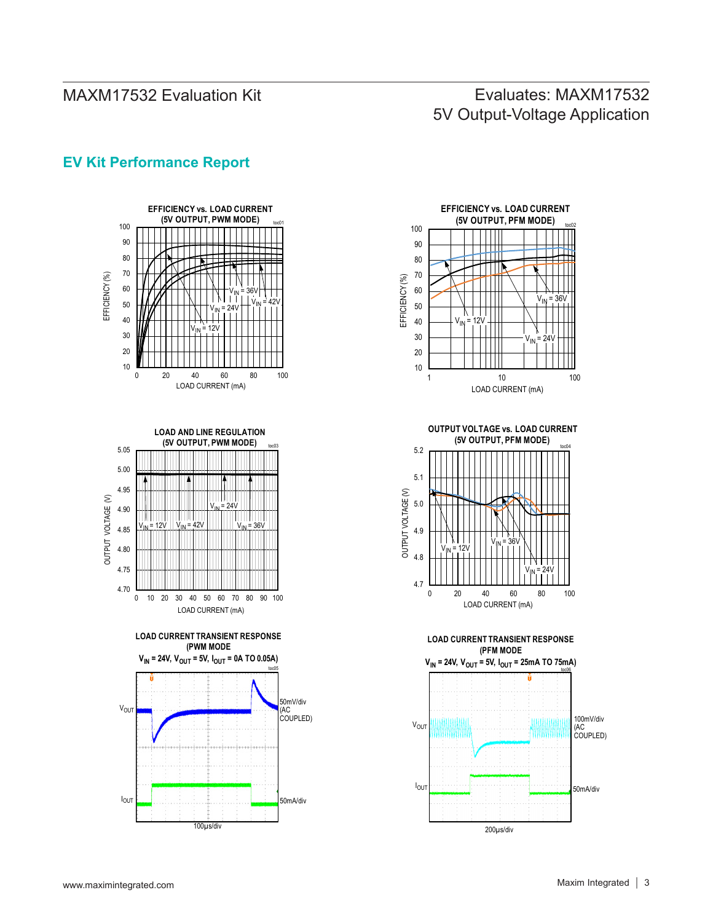## EV Kit Performance Report

**EFFICIENCY vs. LOAD CURRENT (5V OUTPUT, PWM MODE)**

toc01

EFFICIENCY (%) — 10 to 100; LOAD CURRENT (mA) — 0 to 100

$V_{IN}$ = 12V, $V_{IN}$ = 24V, $V_{IN}$ = 36V, $V_{IN}$ = 42V

**EFFICIENCY vs. LOAD CURRENT (5V OUTPUT, PFM MODE)**

toc02

EFFICIENCY (%) — 10 to 100; LOAD CURRENT (mA) — 1, 10, 100

$V_{IN}$ = 12V, $V_{IN}$ = 24V, $V_{IN}$ = 36V

**LOAD AND LINE REGULATION (5V OUTPUT, PWM MODE)**

toc03

OUTPUT VOLTAGE (V) — 4.70 to 5.05; LOAD CURRENT (mA) — 0 to 100

$V_{IN}$ = 12V, $V_{IN}$ = 24V, $V_{IN}$ = 36V, $V_{IN}$ = 42V

**OUTPUT VOLTAGE vs. LOAD CURRENT (5V OUTPUT, PFM MODE)**

toc04

OUTPUT VOLTAGE (V) — 4.7 to 5.2; LOAD CURRENT (mA) — 0 to 100

$V_{IN}$ = 12V, $V_{IN}$ = 24V, $V_{IN}$ = 36V

**LOAD CURRENT TRANSIENT RESPONSE (PWM MODE $V_{IN}$ = 24V, $V_{OUT}$ = 5V, $I_{OUT}$ = 0A TO 0.05A)**

toc05

$V_{OUT}$ 50mV/div (AC COUPLED)

$I_{OUT}$ 50mA/div

100µs/div

**LOAD CURRENT TRANSIENT RESPONSE (PFM MODE $V_{IN}$ = 24V, $V_{OUT}$ = 5V, $I_{OUT}$ = 25mA TO 75mA)**

toc06

$V_{OUT}$ 100mV/div (AC COUPLED)

$I_{OUT}$ 50mA/div

200µs/div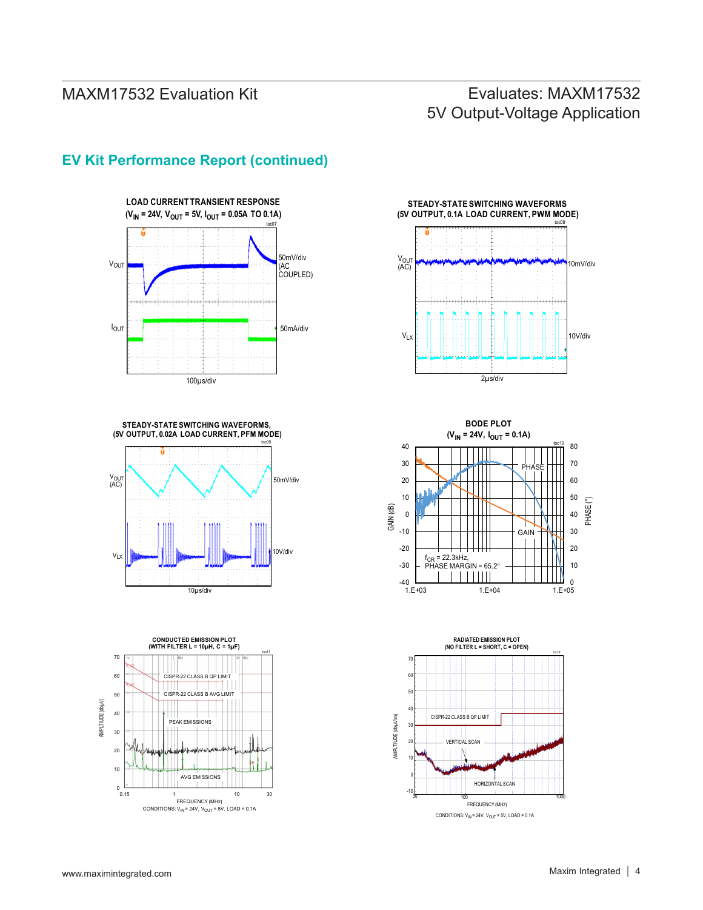## EV Kit Performance Report (continued)

**LOAD CURRENT TRANSIENT RESPONSE**
**($V_{IN}$ = 24V, $V_{OUT}$ = 5V, $I_{OUT}$ = 0.05A TO 0.1A)**

$V_{OUT}$: 50mV/div (AC COUPLED)
$I_{OUT}$: 50mA/div
100µs/div

**STEADY-STATE SWITCHING WAVEFORMS**
**(5V OUTPUT, 0.1A LOAD CURRENT, PWM MODE)**

$V_{OUT}$ (AC): 10mV/div
$V_{LX}$: 10V/div
2µs/div

**STEADY-STATE SWITCHING WAVEFORMS,**
**(5V OUTPUT, 0.02A LOAD CURRENT, PFM MODE)**

$V_{OUT}$ (AC): 50mV/div
$V_{LX}$: 10V/div
10µs/div

**BODE PLOT**
**($V_{IN}$ = 24V, $I_{OUT}$ = 0.1A)**

GAIN (dB), PHASE (°)
$f_{CR}$ = 22.3kHz,
PHASE MARGIN = 65.2°

**CONDUCTED EMISSION PLOT**
**(WITH FILTER L = 10µH, C = 1µF)**

CISPR-22 CLASS B QP LIMIT
CISPR-22 CLASS B AVG LIMIT
PEAK EMISSIONS
AVG EMISSIONS
AMPLITUDE (dbµV)
FREQUENCY (MHz)
CONDITIONS: $V_{IN}$ = 24V, $V_{OUT}$ = 5V, LOAD = 0.1A

**RADIATED EMISSION PLOT**
**(NO FILTER L = SHORT, C = OPEN)**

CISPR-22 CLASS B QP LIMIT
VERTICAL SCAN
HORIZONTAL SCAN
AMPLITUDE (dbµV/m)
FREQUENCY (MHz)
CONDITIONS: $V_{IN}$ = 24V, $V_{OUT}$ = 5V, LOAD = 0.1A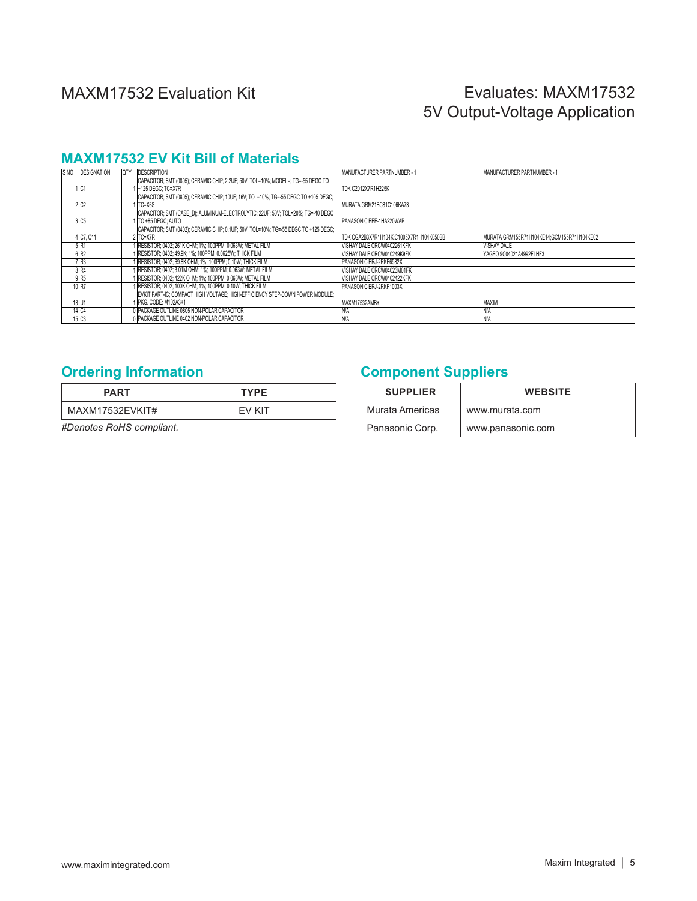## MAXM17532 EV Kit Bill of Materials

| S NO | DESIGNATION | QTY | DESCRIPTION | MANUFACTURER PARTNUMBER - 1 | MANUFACTURER PARTNUMBER - 1 |
|---|---|---|---|---|---|
| 1 | C1 | 1 | CAPACITOR; SMT (0805); CERAMIC CHIP; 2.2UF; 50V; TOL=10%; MODEL=; TG=-55 DEGC TO +125 DEGC; TC=X7R | TDK C2012X7R1H225K | |
| 2 | C2 | 1 | CAPACITOR; SMT (0805); CERAMIC CHIP; 10UF; 16V; TOL=10%; TG=-55 DEGC TO +105 DEGC; TC=X6S | MURATA GRM21BC81C106KA73 | |
| 3 | C5 | 1 | CAPACITOR; SMT (CASE_D); ALUMINUM-ELECTROLYTIC; 22UF; 50V; TOL=20%; TG=-40 DEGC TO +85 DEGC; AUTO | PANASONIC EEE-1HA220WAP | |
| 4 | C7, C11 | 2 | CAPACITOR; SMT (0402); CERAMIC CHIP; 0.1UF; 50V; TOL=10%; TG=-55 DEGC TO +125 DEGC; TC=X7R | TDK CGA2B3X7R1H104K;C1005X7R1H104K050BB | MURATA GRM155R71H104KE14;GCM155R71H104KE02 |
| 5 | R1 | 1 | RESISTOR; 0402; 261K OHM; 1%; 100PPM; 0.063W; METAL FILM | VISHAY DALE CRCW0402261KFK | VISHAY DALE |
| 6 | R2 | 1 | RESISTOR; 0402; 49.9K; 1%; 100PPM; 0.0625W; THICK FILM | VISHAY DALE CRCW040249K9FK | YAGEO 9C04021A4992FLHF3 |
| 7 | R3 | 1 | RESISTOR; 0402; 69.8K OHM; 1%; 100PPM; 0.10W; THICK FILM | PANASONIC ERJ-2RKF6982X | |
| 8 | R4 | 1 | RESISTOR; 0402; 3.01M OHM; 1%; 100PPM; 0.063W; METAL FILM | VISHAY DALE CRCW04023M01FK | |
| 9 | R5 | 1 | RESISTOR; 0402; 422K OHM; 1%; 100PPM; 0.063W; METAL FILM | VISHAY DALE CRCW0402422KFK | |
| 10 | R7 | 1 | RESISTOR; 0402; 100K OHM; 1%; 100PPM; 0.10W; THICK FILM | PANASONIC ERJ-2RKF1003X | |
| 13 | U1 | 1 | EVKIT PART-IC; COMPACT HIGH VOLTAGE; HIGH-EFFICIENCY STEP-DOWN POWER MODULE; PKG. CODE: M102A3+1 | MAXM17532AMB+ | MAXIM |
| 14 | C4 | 0 | PACKAGE OUTLINE 0805 NON-POLAR CAPACITOR | N/A | N/A |
| 15 | C3 | 0 | PACKAGE OUTLINE 0402 NON-POLAR CAPACITOR | N/A | N/A |

## Ordering Information

| PART | TYPE |
|---|---|
| MAXM17532EVKIT# | EV KIT |

*#Denotes RoHS compliant.*

## Component Suppliers

| SUPPLIER | WEBSITE |
|---|---|
| Murata Americas | www.murata.com |
| Panasonic Corp. | www.panasonic.com |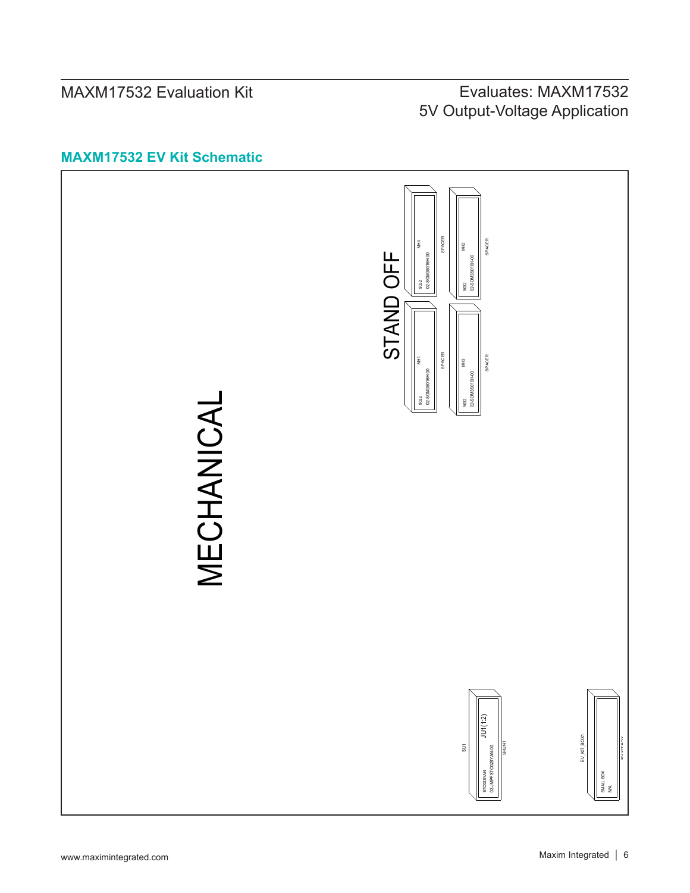## MAXM17532 EV Kit Schematic

MECHANICAL

STAND OFF

MH4
9032
02-SOM35016H-00
SPACER

MH2
9032
02-SOM35016H-00
SPACER

MH1
9032
02-SOM35016H-00
SPACER

MH3
9032
02-SOM35016H-00
SPACER

SU1
JU1(1:2)
STC02SYAN
02-JMPFSTC02SYAN-00
SHUNT

EV_KIT_BOX1
SMALL BOX
N/A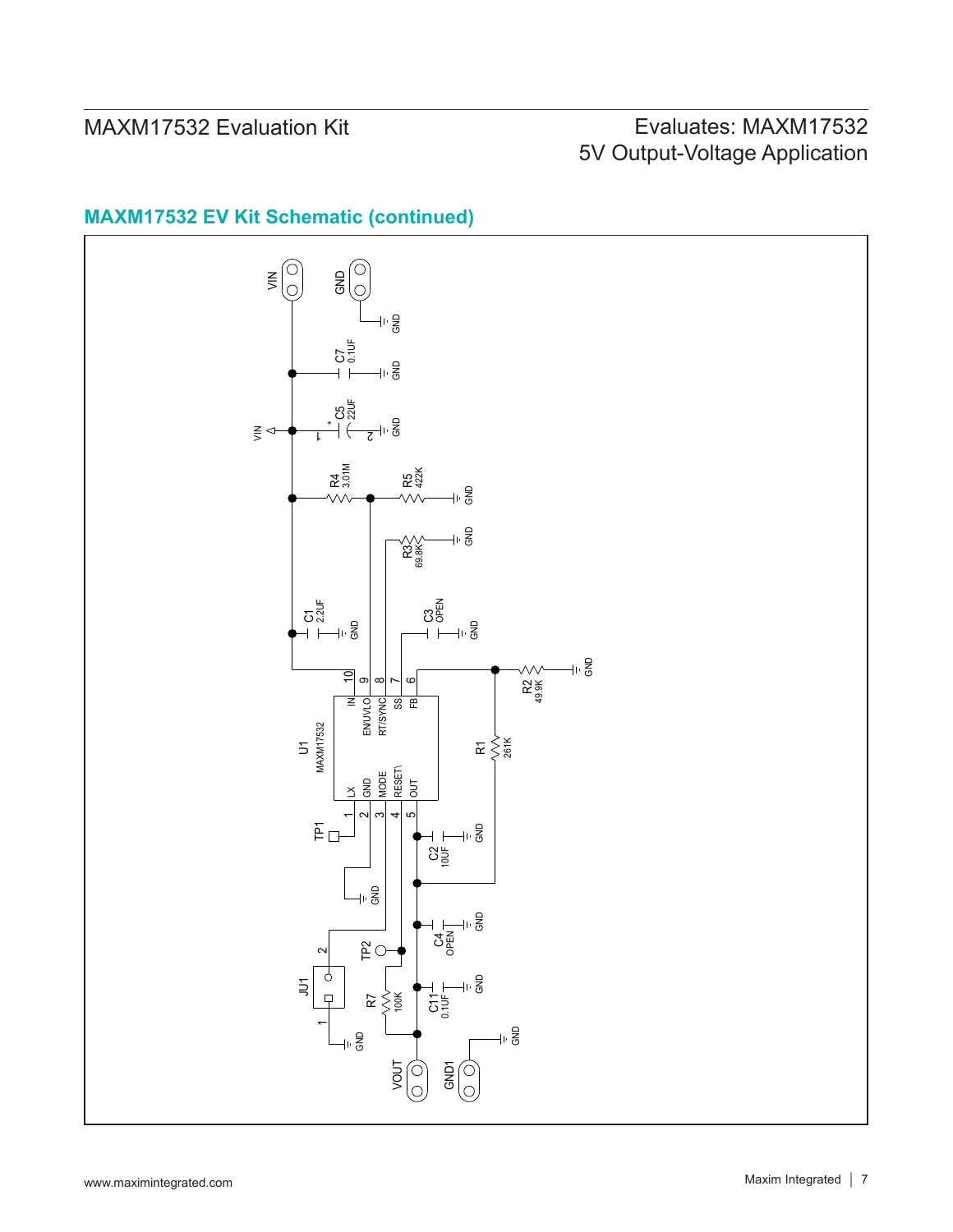## MAXM17532 EV Kit Schematic (continued)

VIN
GND
GND
C7
0.1UF
GND
C5
22UF
GND
VIN
R4
3.01M
R5
422K
GND
R3
69.8K
GND
C1
2.2UF
GND
C3
OPEN
GND
U1
MAXM17532
IN
EN/UVLO
RT/SYNC
SS
FB
LX
GND
MODE
RESET\
OUT
10
9
8
7
6
1
2
3
4
5
R2
49.9K
GND
R1
261K
TP1
C2
10UF
GND
GND
JU1
TP2
C4
OPEN
GND
R7
100K
C11
0.1UF
GND
GND
VOUT
GND1
GND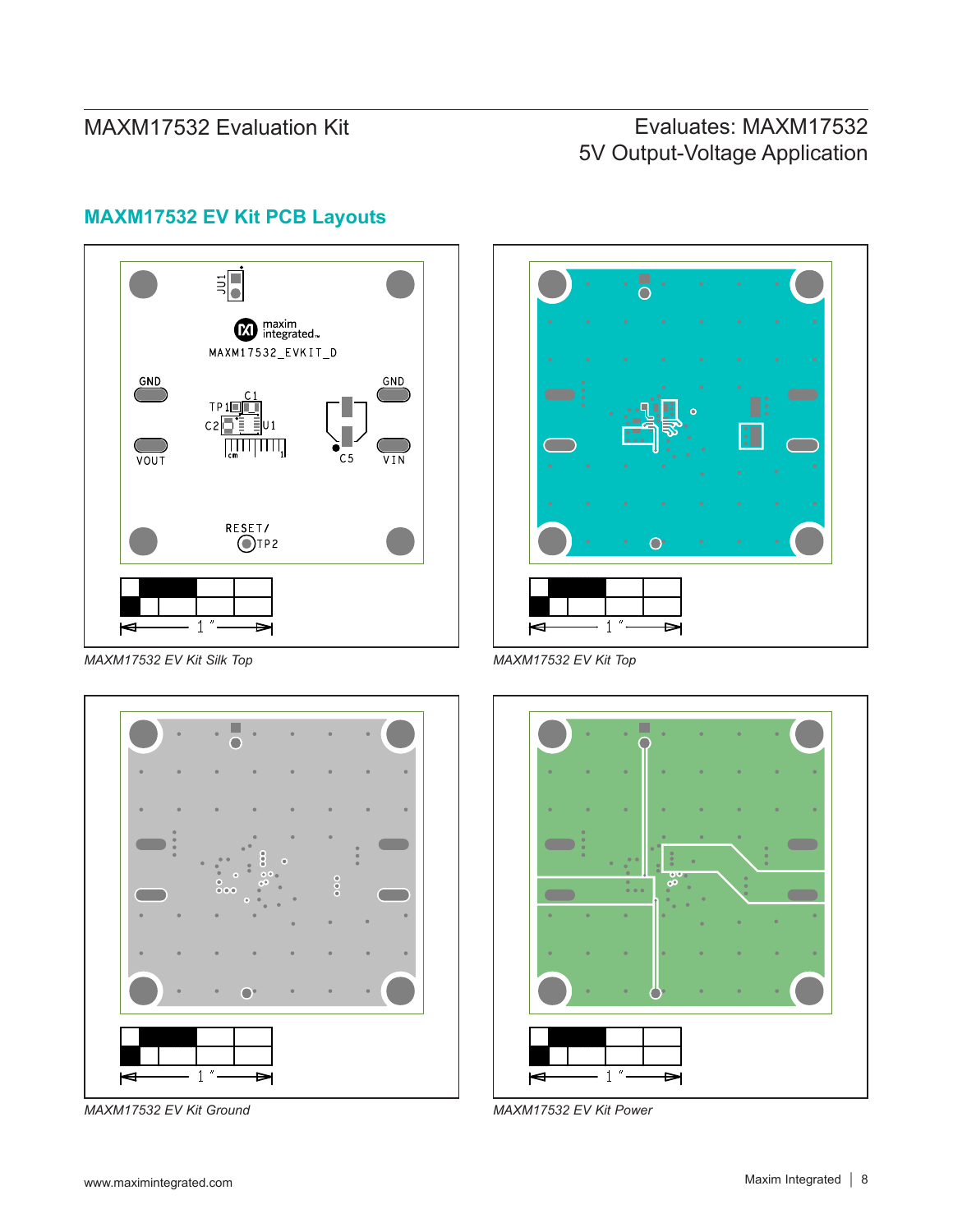## MAXM17532 EV Kit PCB Layouts

MAXM17532 EV Kit Silk Top

MAXM17532 EV Kit Top

MAXM17532 EV Kit Ground

MAXM17532 EV Kit Power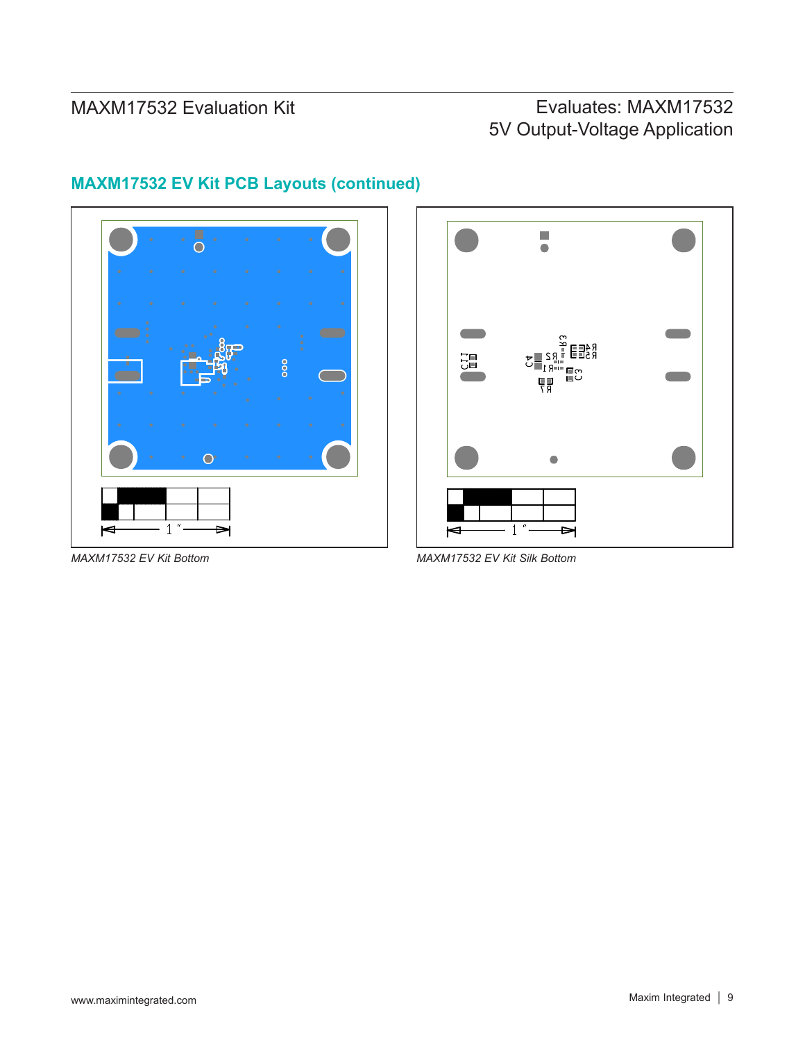## MAXM17532 EV Kit PCB Layouts (continued)

*MAXM17532 EV Kit Bottom*

*MAXM17532 EV Kit Silk Bottom*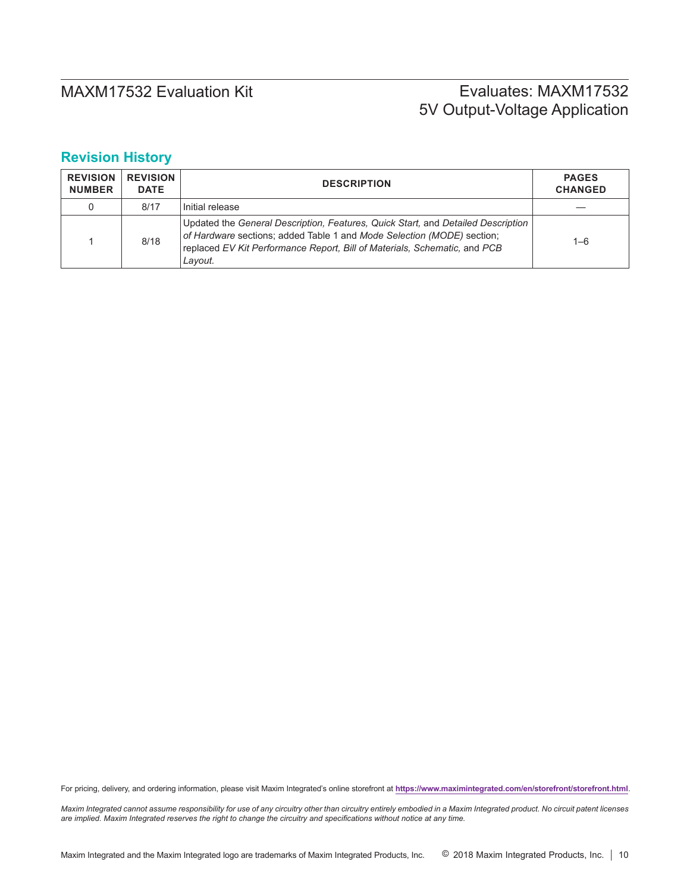## Revision History

| REVISION NUMBER | REVISION DATE | DESCRIPTION | PAGES CHANGED |
|---|---|---|---|
| 0 | 8/17 | Initial release | — |
| 1 | 8/18 | Updated the *General Description, Features, Quick Start,* and *Detailed Description of Hardware* sections; added Table 1 and *Mode Selection (MODE)* section; replaced *EV Kit Performance Report, Bill of Materials, Schematic,* and *PCB Layout.* | 1–6 |

For pricing, delivery, and ordering information, please visit Maxim Integrated's online storefront at **https://www.maximintegrated.com/en/storefront/storefront.html**.

*Maxim Integrated cannot assume responsibility for use of any circuitry other than circuitry entirely embodied in a Maxim Integrated product. No circuit patent licenses are implied. Maxim Integrated reserves the right to change the circuitry and specifications without notice at any time.*

Maxim Integrated and the Maxim Integrated logo are trademarks of Maxim Integrated Products, Inc. © 2018 Maxim Integrated Products, Inc.